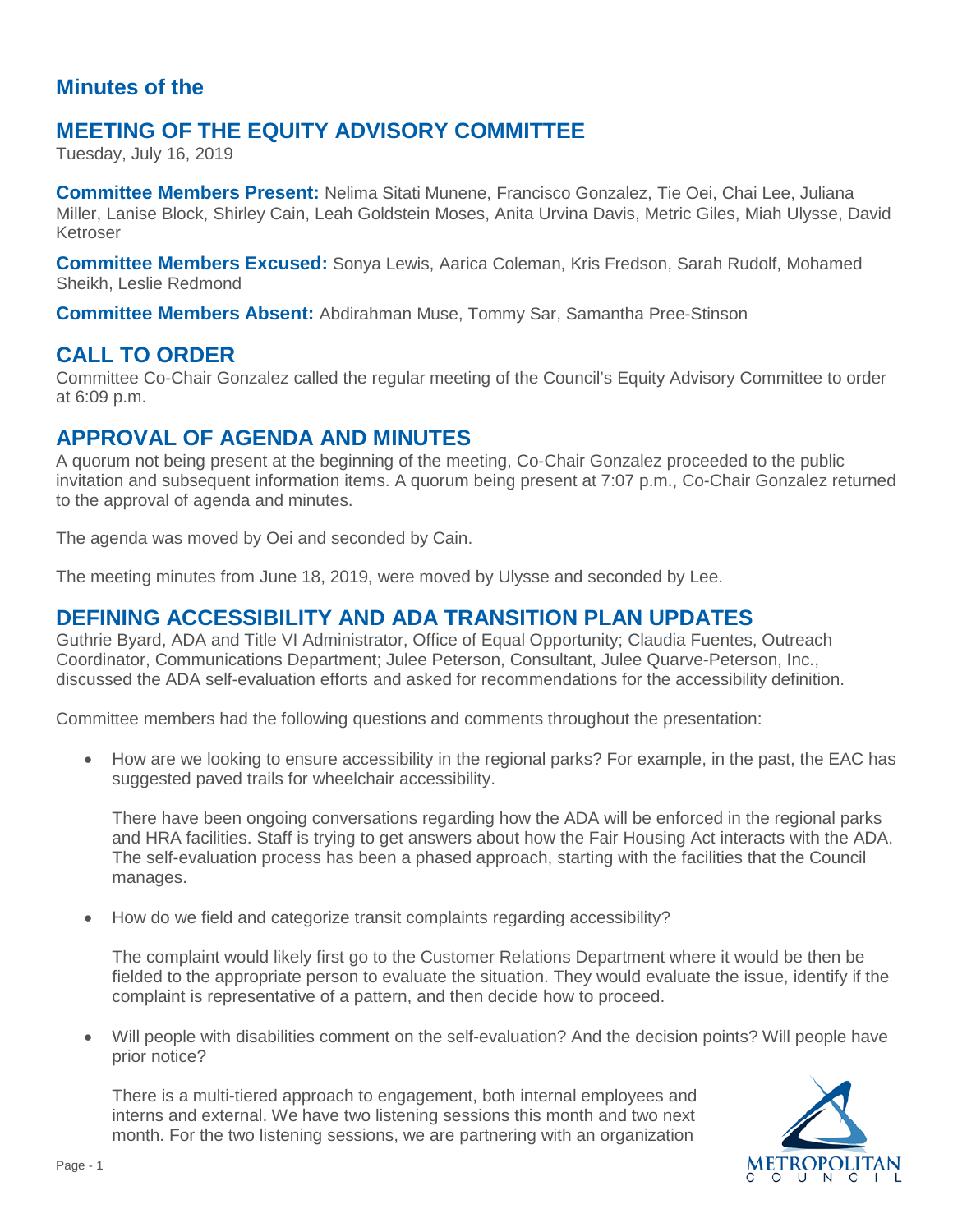## Minutes of the

# MEETING OF THE EQUITY ADVISORY COMMITTEE

Tuesday, July 16, 2019

**Committee Members Present:** Nelima Sitati Munene, Francisco Gonzalez, Tie Oei, Chai Lee, Juliana Miller, Lanise Block, Shirley Cain, Leah Goldstein Moses, Anita Urvina Davis, Metric Giles, Miah Ulysse, David Ketroser

**Committee Members Excused:** Sonya Lewis, Aarica Coleman, Kris Fredson, Sarah Rudolf, Mohamed Sheikh, Leslie Redmond

**Committee Members Absent:** Abdirahman Muse, Tommy Sar, Samantha Pree-Stinson

## CALL TO ORDER

Committee Co-Chair Gonzalez called the regular meeting of the Council's Equity Advisory Committee to order at 6:09 p.m.

## APPROVAL OF AGENDA AND MINUTES

A quorum not being present at the beginning of the meeting, Co-Chair Gonzalez proceeded to the public invitation and subsequent information items. A quorum being present at 7:07 p.m., Co-Chair Gonzalez returned to the approval of agenda and minutes.

The agenda was moved by Oei and seconded by Cain.

The meeting minutes from June 18, 2019, were moved by Ulysse and seconded by Lee.

## DEFINING ACCESSIBILITY AND ADA TRANSITION PLAN UPDATES

Guthrie Byard, ADA and Title VI Administrator, Office of Equal Opportunity; Claudia Fuentes, Outreach Coordinator, Communications Department; Julee Peterson, Consultant, Julee Quarve-Peterson, Inc., discussed the ADA self-evaluation efforts and asked for recommendations for the accessibility definition.

Committee members had the following questions and comments throughout the presentation:

- How are we looking to ensure accessibility in the regional parks? For example, in the past, the EAC has suggested paved trails for wheelchair accessibility.

  There have been ongoing conversations regarding how the ADA will be enforced in the regional parks and HRA facilities. Staff is trying to get answers about how the Fair Housing Act interacts with the ADA. The self-evaluation process has been a phased approach, starting with the facilities that the Council manages.

- How do we field and categorize transit complaints regarding accessibility?

  The complaint would likely first go to the Customer Relations Department where it would be then be fielded to the appropriate person to evaluate the situation. They would evaluate the issue, identify if the complaint is representative of a pattern, and then decide how to proceed.

- Will people with disabilities comment on the self-evaluation? And the decision points? Will people have prior notice?

  There is a multi-tiered approach to engagement, both internal employees and interns and external. We have two listening sessions this month and two next month. For the two listening sessions, we are partnering with an organization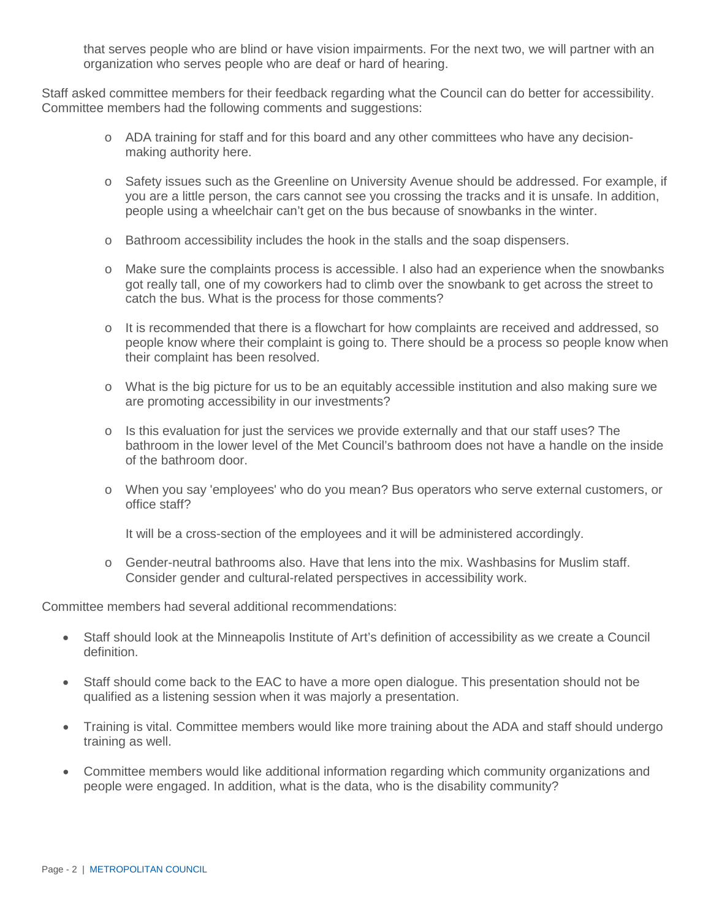that serves people who are blind or have vision impairments. For the next two, we will partner with an organization who serves people who are deaf or hard of hearing.

Staff asked committee members for their feedback regarding what the Council can do better for accessibility. Committee members had the following comments and suggestions:

- ADA training for staff and for this board and any other committees who have any decision-making authority here.

- Safety issues such as the Greenline on University Avenue should be addressed. For example, if you are a little person, the cars cannot see you crossing the tracks and it is unsafe. In addition, people using a wheelchair can't get on the bus because of snowbanks in the winter.

- Bathroom accessibility includes the hook in the stalls and the soap dispensers.

- Make sure the complaints process is accessible. I also had an experience when the snowbanks got really tall, one of my coworkers had to climb over the snowbank to get across the street to catch the bus. What is the process for those comments?

- It is recommended that there is a flowchart for how complaints are received and addressed, so people know where their complaint is going to. There should be a process so people know when their complaint has been resolved.

- What is the big picture for us to be an equitably accessible institution and also making sure we are promoting accessibility in our investments?

- Is this evaluation for just the services we provide externally and that our staff uses? The bathroom in the lower level of the Met Council's bathroom does not have a handle on the inside of the bathroom door.

- When you say 'employees' who do you mean? Bus operators who serve external customers, or office staff?

  It will be a cross-section of the employees and it will be administered accordingly.

- Gender-neutral bathrooms also. Have that lens into the mix. Washbasins for Muslim staff. Consider gender and cultural-related perspectives in accessibility work.

Committee members had several additional recommendations:

- Staff should look at the Minneapolis Institute of Art's definition of accessibility as we create a Council definition.

- Staff should come back to the EAC to have a more open dialogue. This presentation should not be qualified as a listening session when it was majorly a presentation.

- Training is vital. Committee members would like more training about the ADA and staff should undergo training as well.

- Committee members would like additional information regarding which community organizations and people were engaged. In addition, what is the data, who is the disability community?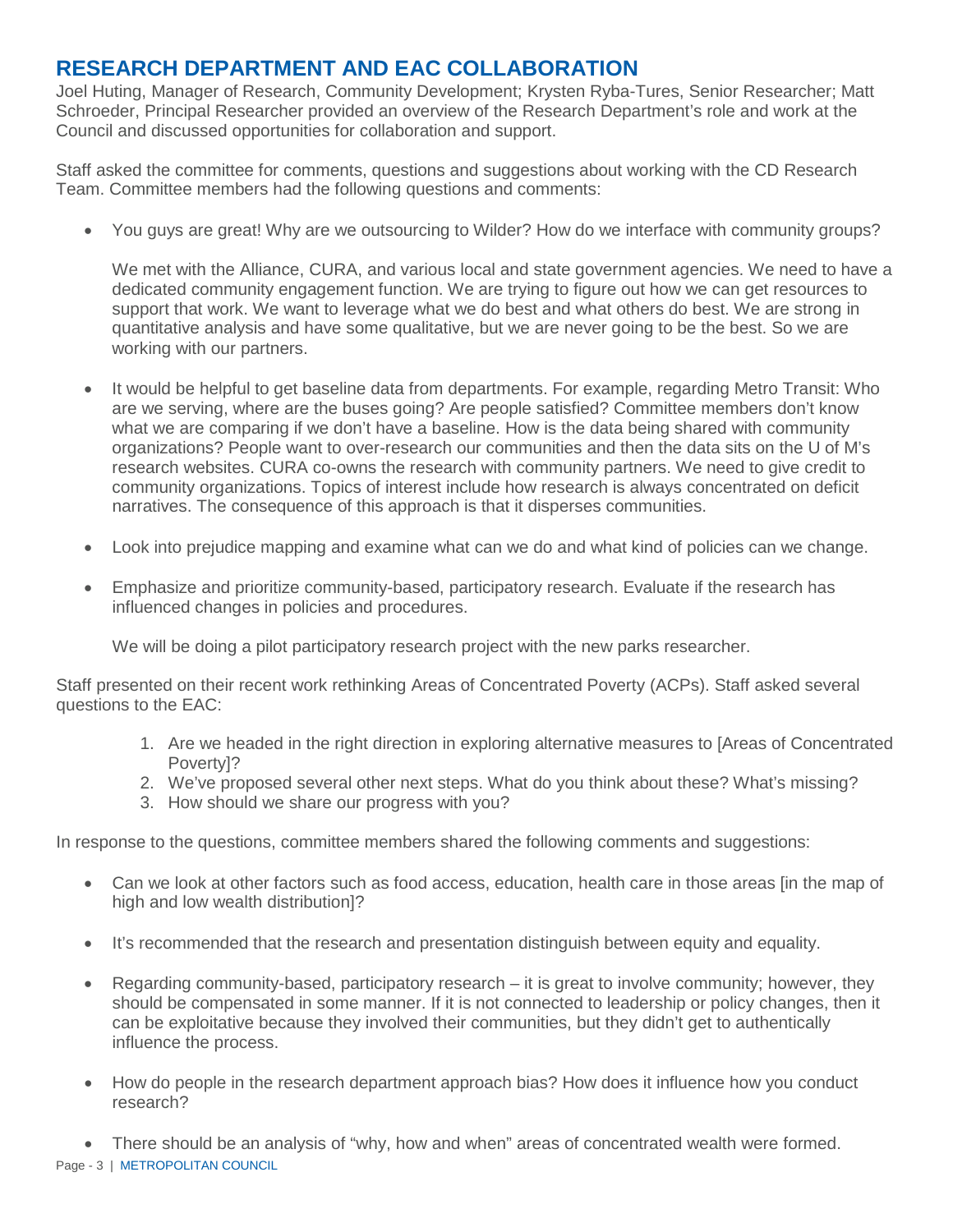## RESEARCH DEPARTMENT AND EAC COLLABORATION

Joel Huting, Manager of Research, Community Development; Krysten Ryba-Tures, Senior Researcher; Matt Schroeder, Principal Researcher provided an overview of the Research Department's role and work at the Council and discussed opportunities for collaboration and support.

Staff asked the committee for comments, questions and suggestions about working with the CD Research Team. Committee members had the following questions and comments:

- You guys are great! Why are we outsourcing to Wilder? How do we interface with community groups?

  We met with the Alliance, CURA, and various local and state government agencies. We need to have a dedicated community engagement function. We are trying to figure out how we can get resources to support that work. We want to leverage what we do best and what others do best. We are strong in quantitative analysis and have some qualitative, but we are never going to be the best. So we are working with our partners.

- It would be helpful to get baseline data from departments. For example, regarding Metro Transit: Who are we serving, where are the buses going? Are people satisfied? Committee members don't know what we are comparing if we don't have a baseline. How is the data being shared with community organizations? People want to over-research our communities and then the data sits on the U of M's research websites. CURA co-owns the research with community partners. We need to give credit to community organizations. Topics of interest include how research is always concentrated on deficit narratives. The consequence of this approach is that it disperses communities.

- Look into prejudice mapping and examine what can we do and what kind of policies can we change.

- Emphasize and prioritize community-based, participatory research. Evaluate if the research has influenced changes in policies and procedures.

  We will be doing a pilot participatory research project with the new parks researcher.

Staff presented on their recent work rethinking Areas of Concentrated Poverty (ACPs). Staff asked several questions to the EAC:

1. Are we headed in the right direction in exploring alternative measures to [Areas of Concentrated Poverty]?
2. We've proposed several other next steps. What do you think about these? What's missing?
3. How should we share our progress with you?

In response to the questions, committee members shared the following comments and suggestions:

- Can we look at other factors such as food access, education, health care in those areas [in the map of high and low wealth distribution]?

- It's recommended that the research and presentation distinguish between equity and equality.

- Regarding community-based, participatory research – it is great to involve community; however, they should be compensated in some manner. If it is not connected to leadership or policy changes, then it can be exploitative because they involved their communities, but they didn't get to authentically influence the process.

- How do people in the research department approach bias? How does it influence how you conduct research?

- There should be an analysis of "why, how and when" areas of concentrated wealth were formed.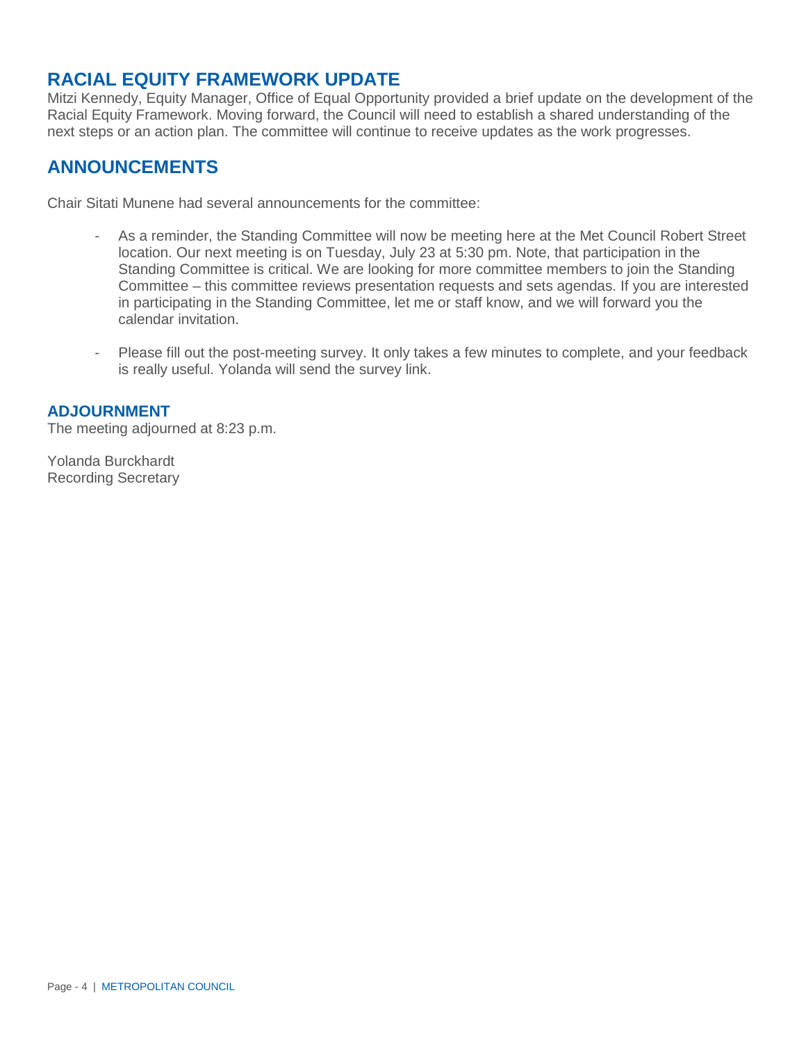## RACIAL EQUITY FRAMEWORK UPDATE

Mitzi Kennedy, Equity Manager, Office of Equal Opportunity provided a brief update on the development of the Racial Equity Framework. Moving forward, the Council will need to establish a shared understanding of the next steps or an action plan. The committee will continue to receive updates as the work progresses.

## ANNOUNCEMENTS

Chair Sitati Munene had several announcements for the committee:

- As a reminder, the Standing Committee will now be meeting here at the Met Council Robert Street location. Our next meeting is on Tuesday, July 23 at 5:30 pm. Note, that participation in the Standing Committee is critical. We are looking for more committee members to join the Standing Committee – this committee reviews presentation requests and sets agendas. If you are interested in participating in the Standing Committee, let me or staff know, and we will forward you the calendar invitation.

- Please fill out the post-meeting survey. It only takes a few minutes to complete, and your feedback is really useful. Yolanda will send the survey link.

### ADJOURNMENT

The meeting adjourned at 8:23 p.m.

Yolanda Burckhardt
Recording Secretary